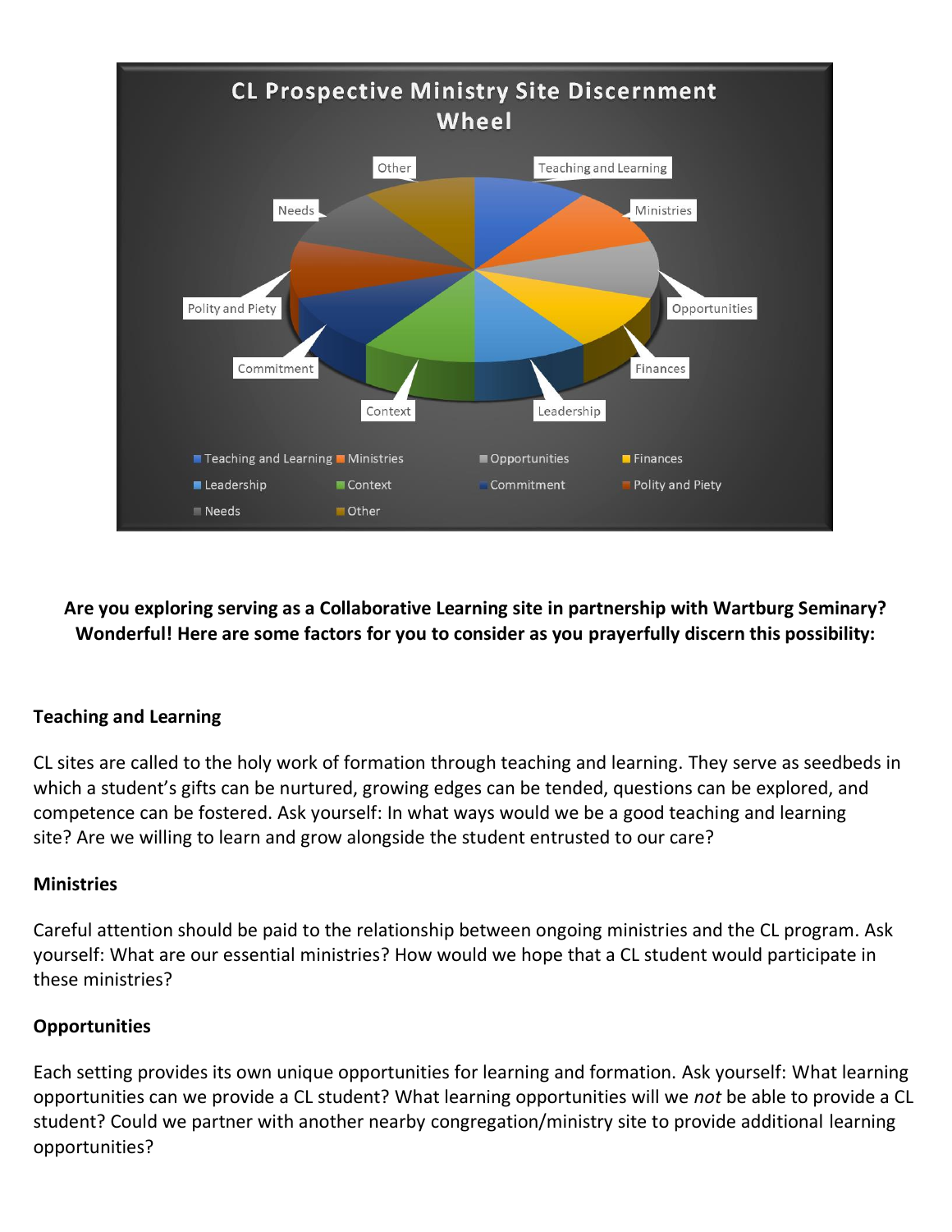## CL Prospective Ministry Site Discernment Wheel

**Are you exploring serving as a Collaborative Learning site in partnership with Wartburg Seminary? Wonderful! Here are some factors for you to consider as you prayerfully discern this possibility:**

### Teaching and Learning

CL sites are called to the holy work of formation through teaching and learning. They serve as seedbeds in which a student's gifts can be nurtured, growing edges can be tended, questions can be explored, and competence can be fostered. Ask yourself: In what ways would we be a good teaching and learning site? Are we willing to learn and grow alongside the student entrusted to our care?

### Ministries

Careful attention should be paid to the relationship between ongoing ministries and the CL program. Ask yourself: What are our essential ministries? How would we hope that a CL student would participate in these ministries?

### Opportunities

Each setting provides its own unique opportunities for learning and formation. Ask yourself: What learning opportunities can we provide a CL student? What learning opportunities will we *not* be able to provide a CL student? Could we partner with another nearby congregation/ministry site to provide additional learning opportunities?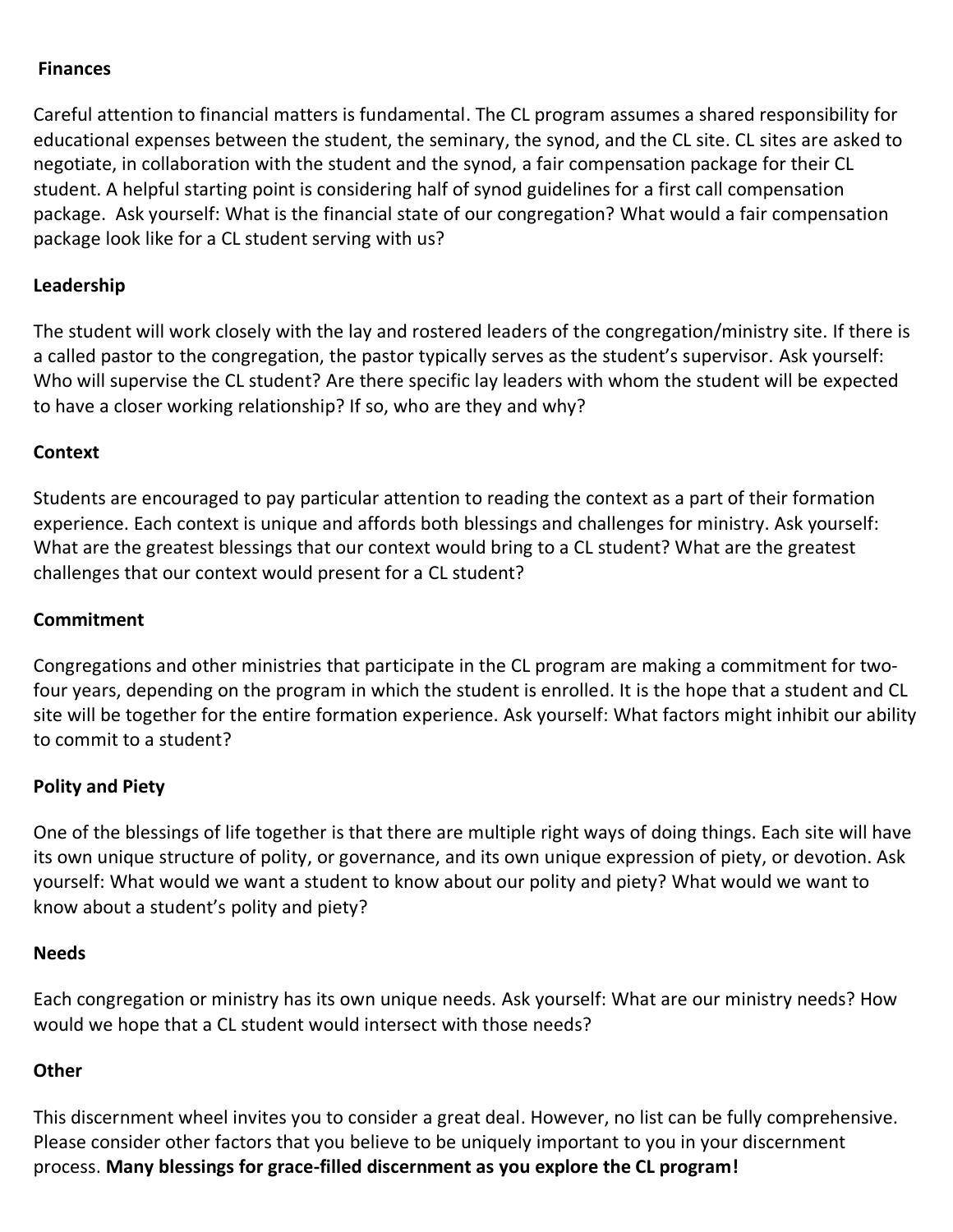**Finances**

Careful attention to financial matters is fundamental. The CL program assumes a shared responsibility for educational expenses between the student, the seminary, the synod, and the CL site. CL sites are asked to negotiate, in collaboration with the student and the synod, a fair compensation package for their CL student. A helpful starting point is considering half of synod guidelines for a first call compensation package. Ask yourself: What is the financial state of our congregation? What would a fair compensation package look like for a CL student serving with us?

**Leadership**

The student will work closely with the lay and rostered leaders of the congregation/ministry site. If there is a called pastor to the congregation, the pastor typically serves as the student's supervisor. Ask yourself: Who will supervise the CL student? Are there specific lay leaders with whom the student will be expected to have a closer working relationship? If so, who are they and why?

**Context**

Students are encouraged to pay particular attention to reading the context as a part of their formation experience. Each context is unique and affords both blessings and challenges for ministry. Ask yourself: What are the greatest blessings that our context would bring to a CL student? What are the greatest challenges that our context would present for a CL student?

**Commitment**

Congregations and other ministries that participate in the CL program are making a commitment for two-four years, depending on the program in which the student is enrolled. It is the hope that a student and CL site will be together for the entire formation experience. Ask yourself: What factors might inhibit our ability to commit to a student?

**Polity and Piety**

One of the blessings of life together is that there are multiple right ways of doing things. Each site will have its own unique structure of polity, or governance, and its own unique expression of piety, or devotion. Ask yourself: What would we want a student to know about our polity and piety? What would we want to know about a student's polity and piety?

**Needs**

Each congregation or ministry has its own unique needs. Ask yourself: What are our ministry needs? How would we hope that a CL student would intersect with those needs?

**Other**

This discernment wheel invites you to consider a great deal. However, no list can be fully comprehensive. Please consider other factors that you believe to be uniquely important to you in your discernment process. **Many blessings for grace-filled discernment as you explore the CL program!**